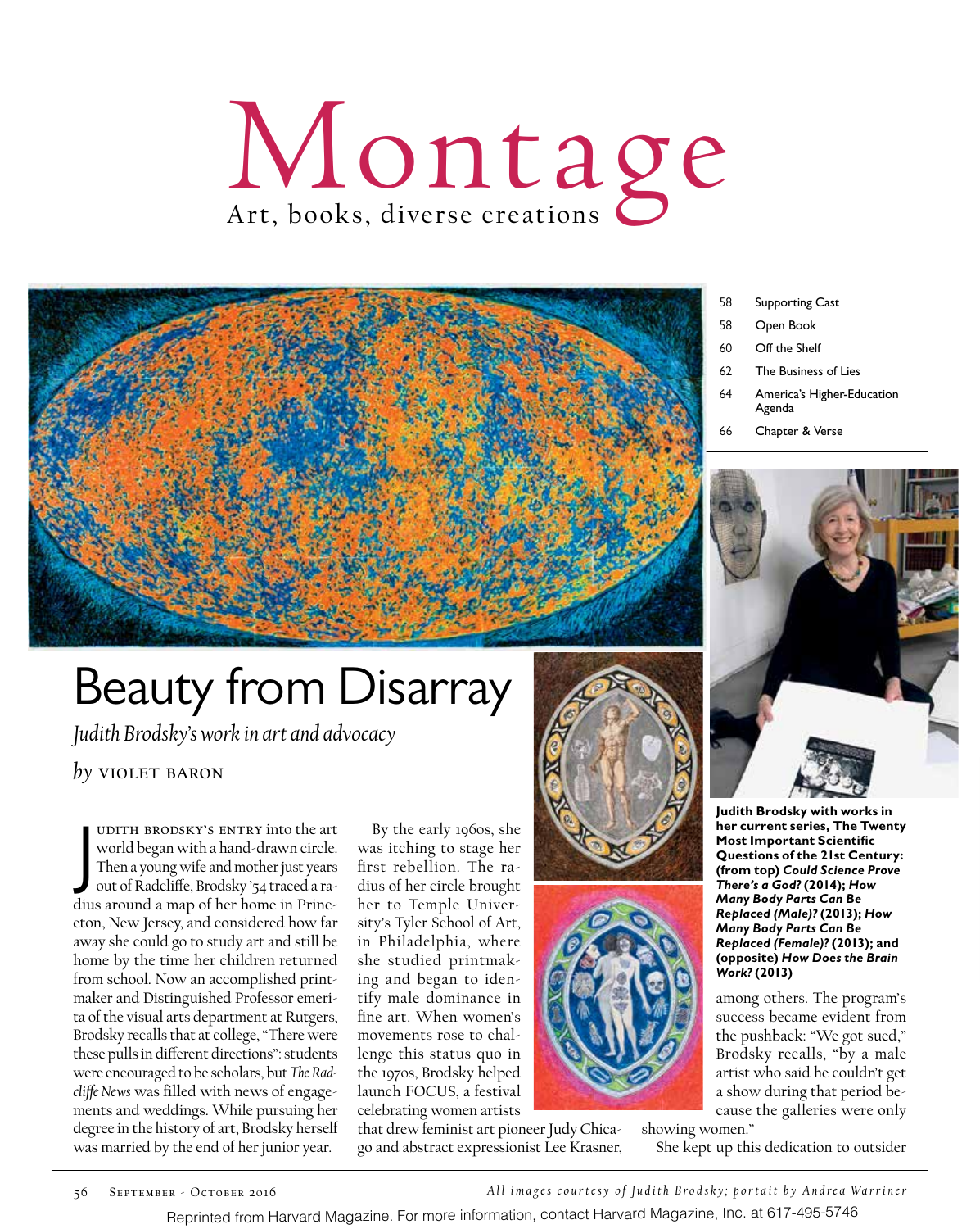# Montage

Art, books, diverse creations

58 Supporting Cast
58 Open Book
60 Off the Shelf
62 The Business of Lies
64 America's Higher-Education Agenda
66 Chapter & Verse

## Beauty from Disarray

*Judith Brodsky's work in art and advocacy*

*by* VIOLET BARON

JUDITH BRODSKY'S ENTRY into the art world began with a hand-drawn circle. Then a young wife and mother just years out of Radcliffe, Brodsky '54 traced a radius around a map of her home in Princeton, New Jersey, and considered how far away she could go to study art and still be home by the time her children returned from school. Now an accomplished printmaker and Distinguished Professor emerita of the visual arts department at Rutgers, Brodsky recalls that at college, "There were these pulls in different directions": students were encouraged to be scholars, but *The Radcliffe News* was filled with news of engagements and weddings. While pursuing her degree in the history of art, Brodsky herself was married by the end of her junior year.

By the early 1960s, she was itching to stage her first rebellion. The radius of her circle brought her to Temple University's Tyler School of Art, in Philadelphia, where she studied printmaking and began to identify male dominance in fine art. When women's movements rose to challenge this status quo in the 1970s, Brodsky helped launch FOCUS, a festival celebrating women artists that drew feminist art pioneer Judy Chicago and abstract expressionist Lee Krasner, among others. The program's success became evident from the pushback: "We got sued," Brodsky recalls, "by a male artist who said he couldn't get a show during that period because the galleries were only showing women."

She kept up this dedication to outsider

**Judith Brodsky with works in her current series, The Twenty Most Important Scientific Questions of the 21st Century: (from top) *Could Science Prove There's a God?* (2014); *How Many Body Parts Can Be Replaced (Male)?* (2013); *How Many Body Parts Can Be Replaced (Female)?* (2013); and (opposite) *How Does the Brain Work?* (2013)**

*All images courtesy of Judith Brodsky; portait by Andrea Warriner*

Reprinted from Harvard Magazine. For more information, contact Harvard Magazine, Inc. at 617-495-5746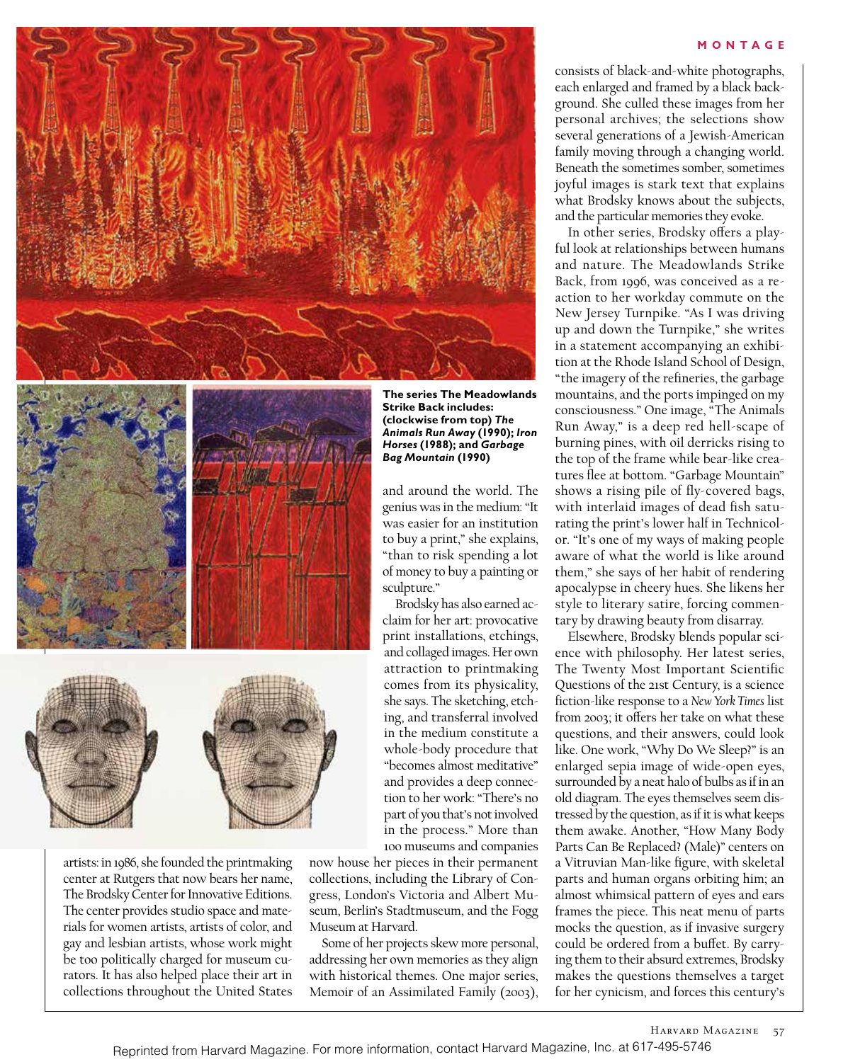The series The Meadowlands Strike Back includes: (clockwise from top) ***The Animals Run Away*** **(1990);** ***Iron Horses*** **(1988); and** ***Garbage Bag Mountain*** **(1990)**

artists: in 1986, she founded the printmaking center at Rutgers that now bears her name, The Brodsky Center for Innovative Editions. The center provides studio space and materials for women artists, artists of color, and gay and lesbian artists, whose work might be too politically charged for museum curators. It has also helped place their art in collections throughout the United States and around the world. The genius was in the medium: "It was easier for an institution to buy a print," she explains, "than to risk spending a lot of money to buy a painting or sculpture."

Brodsky has also earned acclaim for her art: provocative print installations, etchings, and collaged images. Her own attraction to printmaking comes from its physicality, she says. The sketching, etching, and transferral involved in the medium constitute a whole-body procedure that "becomes almost meditative" and provides a deep connection to her work: "There's no part of you that's not involved in the process." More than 100 museums and companies now house her pieces in their permanent collections, including the Library of Congress, London's Victoria and Albert Museum, Berlin's Stadtmuseum, and the Fogg Museum at Harvard.

Some of her projects skew more personal, addressing her own memories as they align with historical themes. One major series, Memoir of an Assimilated Family (2003), consists of black-and-white photographs, each enlarged and framed by a black background. She culled these images from her personal archives; the selections show several generations of a Jewish-American family moving through a changing world. Beneath the sometimes somber, sometimes joyful images is stark text that explains what Brodsky knows about the subjects, and the particular memories they evoke.

In other series, Brodsky offers a playful look at relationships between humans and nature. The Meadowlands Strike Back, from 1996, was conceived as a reaction to her workday commute on the New Jersey Turnpike. "As I was driving up and down the Turnpike," she writes in a statement accompanying an exhibition at the Rhode Island School of Design, "the imagery of the refineries, the garbage mountains, and the ports impinged on my consciousness." One image, "The Animals Run Away," is a deep red hell-scape of burning pines, with oil derricks rising to the top of the frame while bear-like creatures flee at bottom. "Garbage Mountain" shows a rising pile of fly-covered bags, with interlaid images of dead fish saturating the print's lower half in Technicolor. "It's one of my ways of making people aware of what the world is like around them," she says of her habit of rendering apocalypse in cheery hues. She likens her style to literary satire, forcing commentary by drawing beauty from disarray.

Elsewhere, Brodsky blends popular science with philosophy. Her latest series, The Twenty Most Important Scientific Questions of the 21st Century, is a science fiction-like response to a *New York Times* list from 2003; it offers her take on what these questions, and their answers, could look like. One work, "Why Do We Sleep?" is an enlarged sepia image of wide-open eyes, surrounded by a neat halo of bulbs as if in an old diagram. The eyes themselves seem distressed by the question, as if it is what keeps them awake. Another, "How Many Body Parts Can Be Replaced? (Male)" centers on a Vitruvian Man-like figure, with skeletal parts and human organs orbiting him; an almost whimsical pattern of eyes and ears frames the piece. This neat menu of parts mocks the question, as if invasive surgery could be ordered from a buffet. By carrying them to their absurd extremes, Brodsky makes the questions themselves a target for her cynicism, and forces this century's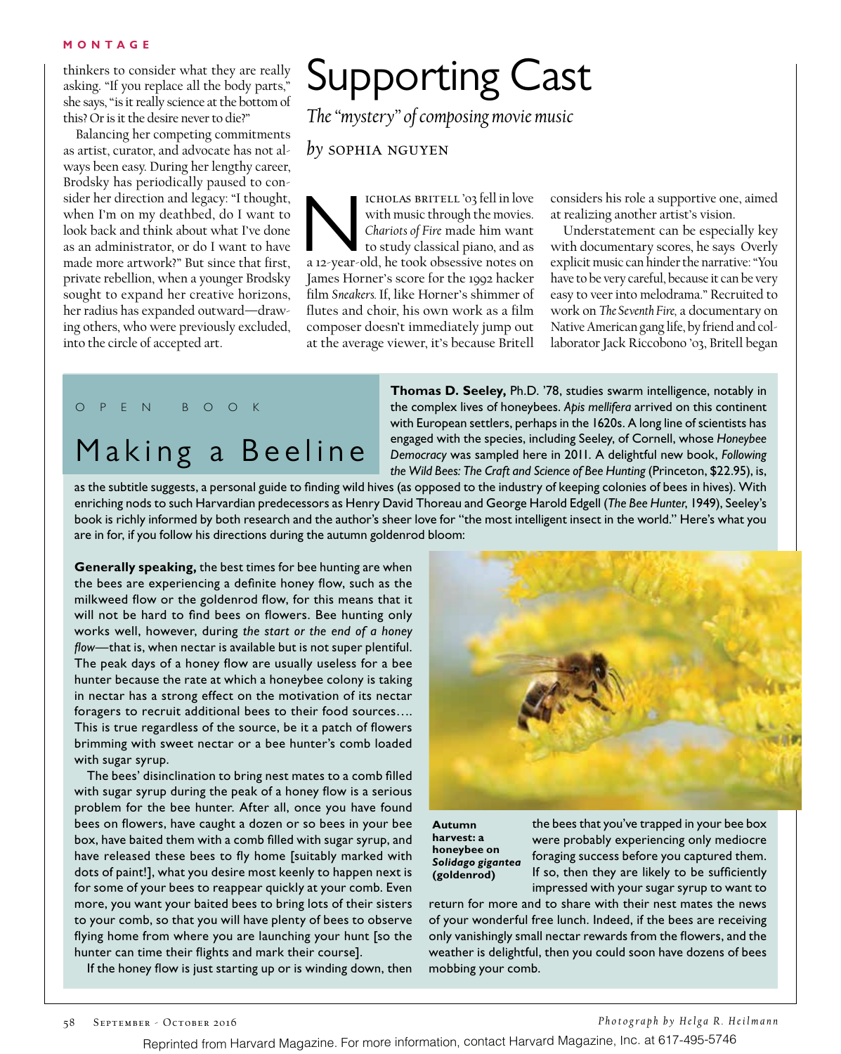thinkers to consider what they are really asking. "If you replace all the body parts," she says, "is it really science at the bottom of this? Or is it the desire never to die?"

Balancing her competing commitments as artist, curator, and advocate has not always been easy. During her lengthy career, Brodsky has periodically paused to consider her direction and legacy: "I thought, when I'm on my deathbed, do I want to look back and think about what I've done as an administrator, or do I want to have made more artwork?" But since that first, private rebellion, when a younger Brodsky sought to expand her creative horizons, her radius has expanded outward—drawing others, who were previously excluded, into the circle of accepted art.

# Supporting Cast

*The "mystery" of composing movie music*

*by* SOPHIA NGUYEN

Nicholas Britell '03 fell in love with music through the movies. *Chariots of Fire* made him want to study classical piano, and as a 12-year-old, he took obsessive notes on James Horner's score for the 1992 hacker film *Sneakers.* If, like Horner's shimmer of flutes and choir, his own work as a film composer doesn't immediately jump out at the average viewer, it's because Britell considers his role a supportive one, aimed at realizing another artist's vision.

Understatement can be especially key with documentary scores, he says Overly explicit music can hinder the narrative: "You have to be very careful, because it can be very easy to veer into melodrama." Recruited to work on *The Seventh Fire,* a documentary on Native American gang life, by friend and collaborator Jack Riccobono '03, Britell began

OPEN BOOK

## Making a Beeline

**Thomas D. Seeley,** Ph.D. '78, studies swarm intelligence, notably in the complex lives of honeybees. *Apis mellifera* arrived on this continent with European settlers, perhaps in the 1620s. A long line of scientists has engaged with the species, including Seeley, of Cornell, whose *Honeybee Democracy* was sampled here in 2011. A delightful new book, *Following the Wild Bees: The Craft and Science of Bee Hunting* (Princeton, $22.95), is, as the subtitle suggests, a personal guide to finding wild hives (as opposed to the industry of keeping colonies of bees in hives). With enriching nods to such Harvardian predecessors as Henry David Thoreau and George Harold Edgell (*The Bee Hunter,* 1949), Seeley's book is richly informed by both research and the author's sheer love for "the most intelligent insect in the world." Here's what you are in for, if you follow his directions during the autumn goldenrod bloom:

**Generally speaking,** the best times for bee hunting are when the bees are experiencing a definite honey flow, such as the milkweed flow or the goldenrod flow, for this means that it will not be hard to find bees on flowers. Bee hunting only works well, however, during *the start or the end of a honey flow*—that is, when nectar is available but is not super plentiful. The peak days of a honey flow are usually useless for a bee hunter because the rate at which a honeybee colony is taking in nectar has a strong effect on the motivation of its nectar foragers to recruit additional bees to their food sources…. This is true regardless of the source, be it a patch of flowers brimming with sweet nectar or a bee hunter's comb loaded with sugar syrup.

The bees' disinclination to bring nest mates to a comb filled with sugar syrup during the peak of a honey flow is a serious problem for the bee hunter. After all, once you have found bees on flowers, have caught a dozen or so bees in your bee box, have baited them with a comb filled with sugar syrup, and have released these bees to fly home [suitably marked with dots of paint!], what you desire most keenly to happen next is for some of your bees to reappear quickly at your comb. Even more, you want your baited bees to bring lots of their sisters to your comb, so that you will have plenty of bees to observe flying home from where you are launching your hunt [so the hunter can time their flights and mark their course].

If the honey flow is just starting up or is winding down, then the bees that you've trapped in your bee box were probably experiencing only mediocre foraging success before you captured them. If so, then they are likely to be sufficiently impressed with your sugar syrup to want to return for more and to share with their nest mates the news of your wonderful free lunch. Indeed, if the bees are receiving only vanishingly small nectar rewards from the flowers, and the weather is delightful, then you could soon have dozens of bees mobbing your comb.

**Autumn harvest: a honeybee on *Solidago gigantea* (goldenrod)**

Photograph by Helga R. Heilmann

Reprinted from Harvard Magazine. For more information, contact Harvard Magazine, Inc. at 617-495-5746